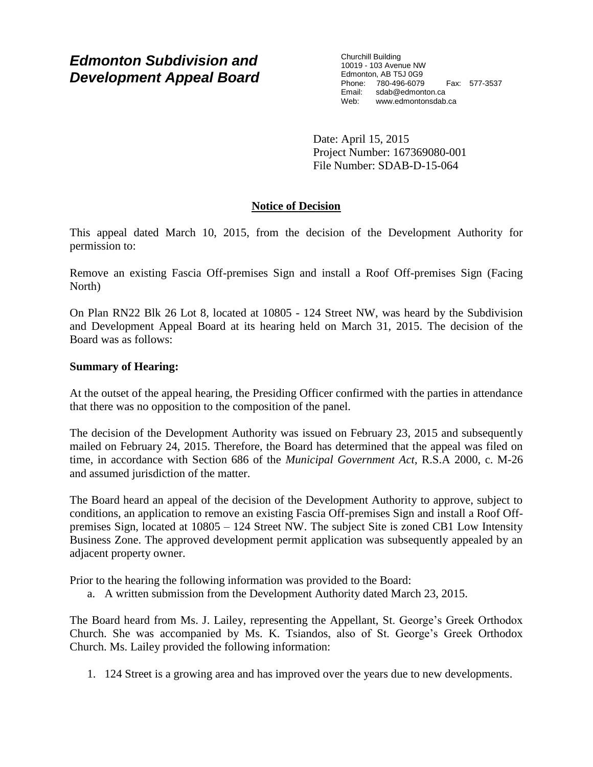# *Edmonton Subdivision and Development Appeal Board*

Churchill Building
10019 - 103 Avenue NW
Edmonton, AB T5J 0G9
Phone: 780-496-6079 Fax: 577-3537
Email: sdab@edmonton.ca
Web: www.edmontonsdab.ca

Date: April 15, 2015
Project Number: 167369080-001
File Number: SDAB-D-15-064

## Notice of Decision

This appeal dated March 10, 2015, from the decision of the Development Authority for permission to:

Remove an existing Fascia Off-premises Sign and install a Roof Off-premises Sign (Facing North)

On Plan RN22 Blk 26 Lot 8, located at 10805 - 124 Street NW, was heard by the Subdivision and Development Appeal Board at its hearing held on March 31, 2015. The decision of the Board was as follows:

### Summary of Hearing:

At the outset of the appeal hearing, the Presiding Officer confirmed with the parties in attendance that there was no opposition to the composition of the panel.

The decision of the Development Authority was issued on February 23, 2015 and subsequently mailed on February 24, 2015. Therefore, the Board has determined that the appeal was filed on time, in accordance with Section 686 of the *Municipal Government Act*, R.S.A 2000, c. M-26 and assumed jurisdiction of the matter.

The Board heard an appeal of the decision of the Development Authority to approve, subject to conditions, an application to remove an existing Fascia Off-premises Sign and install a Roof Off-premises Sign, located at 10805 – 124 Street NW. The subject Site is zoned CB1 Low Intensity Business Zone. The approved development permit application was subsequently appealed by an adjacent property owner.

Prior to the hearing the following information was provided to the Board:

a. A written submission from the Development Authority dated March 23, 2015.

The Board heard from Ms. J. Lailey, representing the Appellant, St. George's Greek Orthodox Church. She was accompanied by Ms. K. Tsiandos, also of St. George's Greek Orthodox Church. Ms. Lailey provided the following information:

1. 124 Street is a growing area and has improved over the years due to new developments.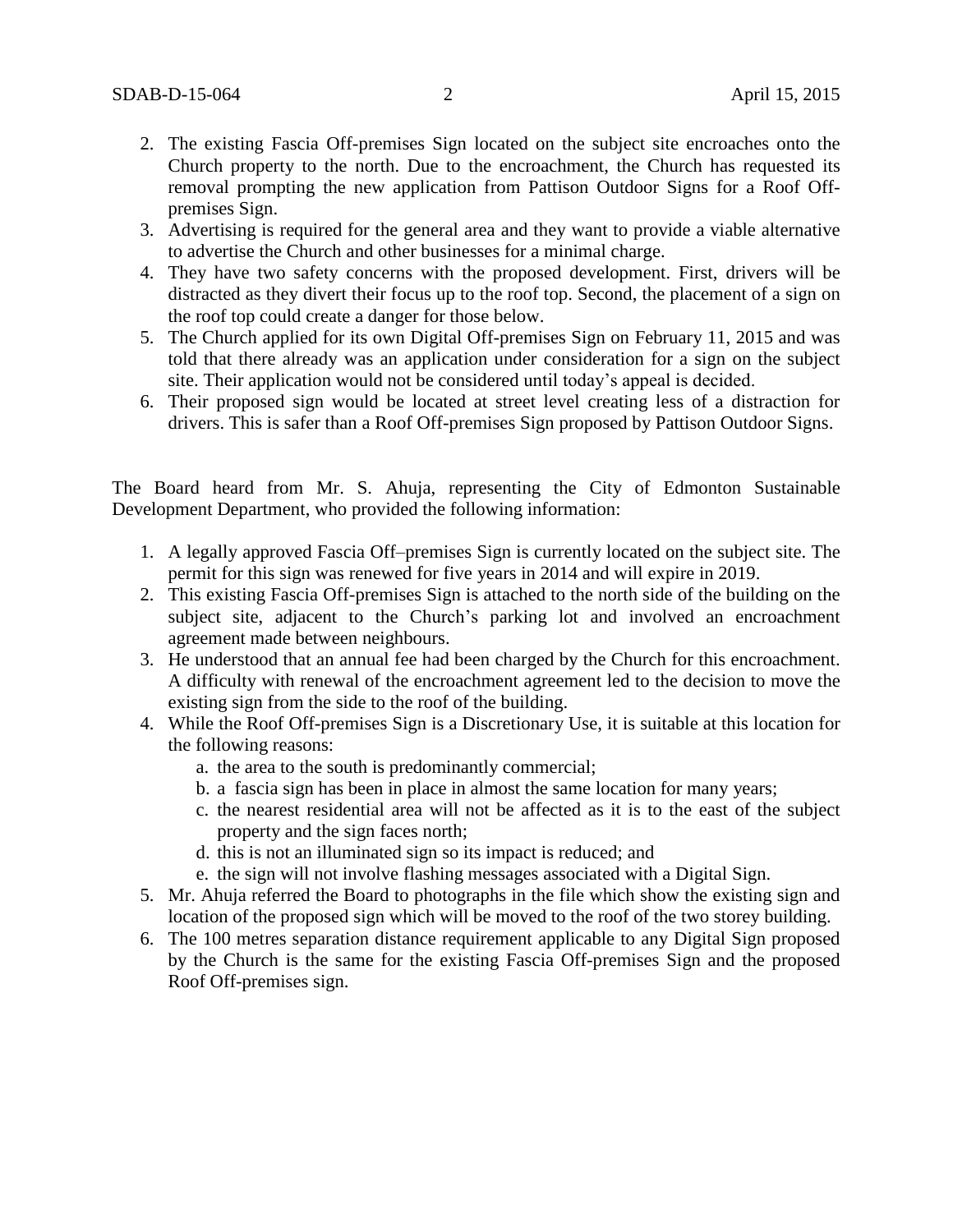2. The existing Fascia Off-premises Sign located on the subject site encroaches onto the Church property to the north. Due to the encroachment, the Church has requested its removal prompting the new application from Pattison Outdoor Signs for a Roof Off-premises Sign.
3. Advertising is required for the general area and they want to provide a viable alternative to advertise the Church and other businesses for a minimal charge.
4. They have two safety concerns with the proposed development. First, drivers will be distracted as they divert their focus up to the roof top. Second, the placement of a sign on the roof top could create a danger for those below.
5. The Church applied for its own Digital Off-premises Sign on February 11, 2015 and was told that there already was an application under consideration for a sign on the subject site. Their application would not be considered until today's appeal is decided.
6. Their proposed sign would be located at street level creating less of a distraction for drivers. This is safer than a Roof Off-premises Sign proposed by Pattison Outdoor Signs.

The Board heard from Mr. S. Ahuja, representing the City of Edmonton Sustainable Development Department, who provided the following information:

1. A legally approved Fascia Off–premises Sign is currently located on the subject site. The permit for this sign was renewed for five years in 2014 and will expire in 2019.
2. This existing Fascia Off-premises Sign is attached to the north side of the building on the subject site, adjacent to the Church's parking lot and involved an encroachment agreement made between neighbours.
3. He understood that an annual fee had been charged by the Church for this encroachment. A difficulty with renewal of the encroachment agreement led to the decision to move the existing sign from the side to the roof of the building.
4. While the Roof Off-premises Sign is a Discretionary Use, it is suitable at this location for the following reasons:
   a. the area to the south is predominantly commercial;
   b. a fascia sign has been in place in almost the same location for many years;
   c. the nearest residential area will not be affected as it is to the east of the subject property and the sign faces north;
   d. this is not an illuminated sign so its impact is reduced; and
   e. the sign will not involve flashing messages associated with a Digital Sign.
5. Mr. Ahuja referred the Board to photographs in the file which show the existing sign and location of the proposed sign which will be moved to the roof of the two storey building.
6. The 100 metres separation distance requirement applicable to any Digital Sign proposed by the Church is the same for the existing Fascia Off-premises Sign and the proposed Roof Off-premises sign.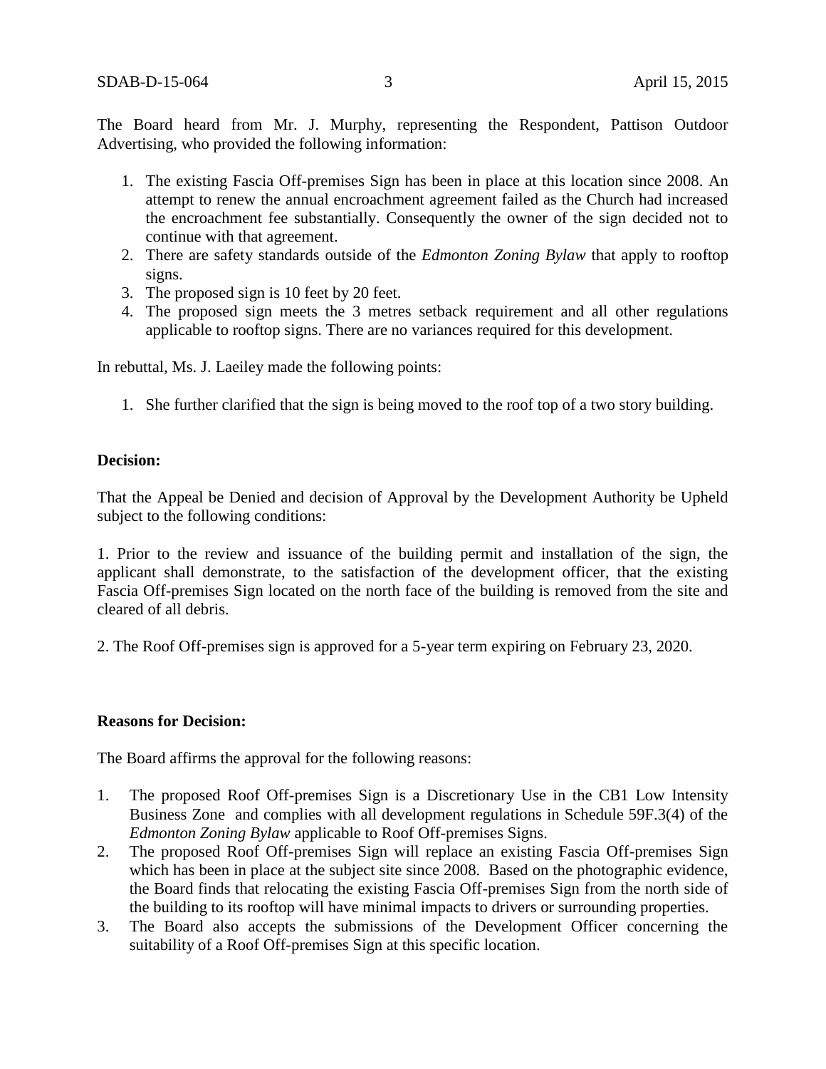The Board heard from Mr. J. Murphy, representing the Respondent, Pattison Outdoor Advertising, who provided the following information:

1. The existing Fascia Off-premises Sign has been in place at this location since 2008. An attempt to renew the annual encroachment agreement failed as the Church had increased the encroachment fee substantially. Consequently the owner of the sign decided not to continue with that agreement.
2. There are safety standards outside of the *Edmonton Zoning Bylaw* that apply to rooftop signs.
3. The proposed sign is 10 feet by 20 feet.
4. The proposed sign meets the 3 metres setback requirement and all other regulations applicable to rooftop signs. There are no variances required for this development.

In rebuttal, Ms. J. Laeiley made the following points:

1. She further clarified that the sign is being moved to the roof top of a two story building.

**Decision:**

That the Appeal be Denied and decision of Approval by the Development Authority be Upheld subject to the following conditions:

1. Prior to the review and issuance of the building permit and installation of the sign, the applicant shall demonstrate, to the satisfaction of the development officer, that the existing Fascia Off-premises Sign located on the north face of the building is removed from the site and cleared of all debris.

2. The Roof Off-premises sign is approved for a 5-year term expiring on February 23, 2020.

**Reasons for Decision:**

The Board affirms the approval for the following reasons:

1. The proposed Roof Off-premises Sign is a Discretionary Use in the CB1 Low Intensity Business Zone and complies with all development regulations in Schedule 59F.3(4) of the *Edmonton Zoning Bylaw* applicable to Roof Off-premises Signs.
2. The proposed Roof Off-premises Sign will replace an existing Fascia Off-premises Sign which has been in place at the subject site since 2008. Based on the photographic evidence, the Board finds that relocating the existing Fascia Off-premises Sign from the north side of the building to its rooftop will have minimal impacts to drivers or surrounding properties.
3. The Board also accepts the submissions of the Development Officer concerning the suitability of a Roof Off-premises Sign at this specific location.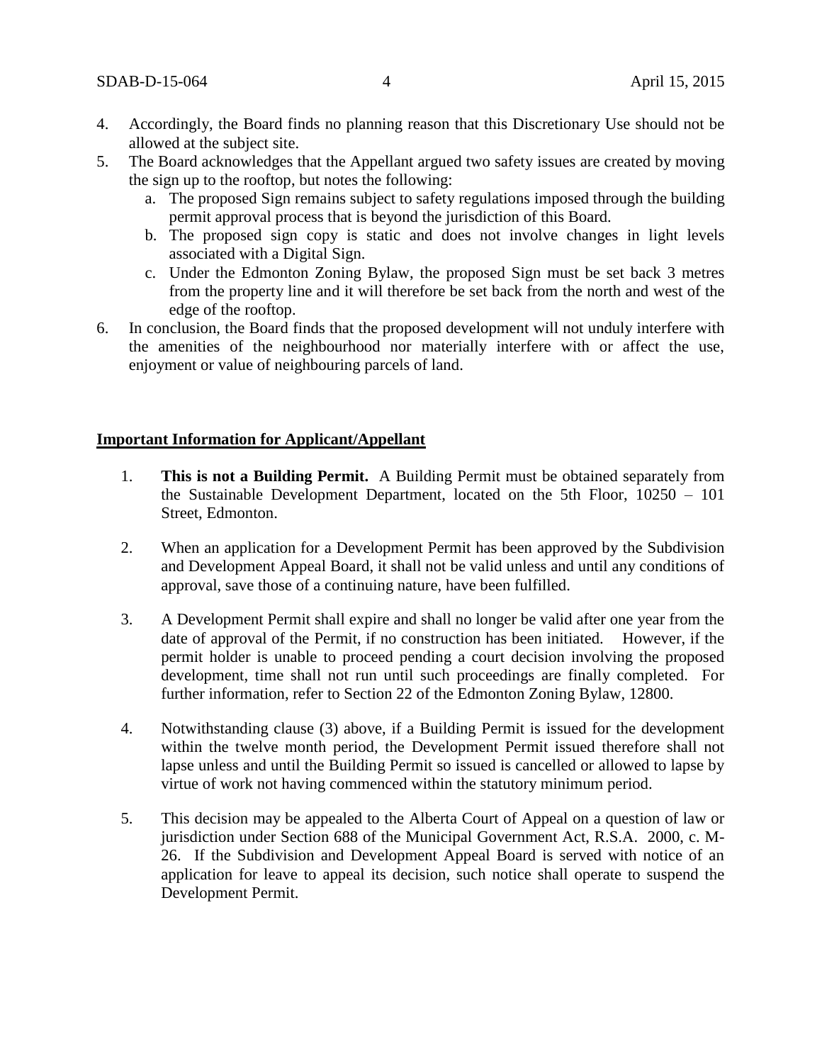4. Accordingly, the Board finds no planning reason that this Discretionary Use should not be allowed at the subject site.
5. The Board acknowledges that the Appellant argued two safety issues are created by moving the sign up to the rooftop, but notes the following:
   a. The proposed Sign remains subject to safety regulations imposed through the building permit approval process that is beyond the jurisdiction of this Board.
   b. The proposed sign copy is static and does not involve changes in light levels associated with a Digital Sign.
   c. Under the Edmonton Zoning Bylaw, the proposed Sign must be set back 3 metres from the property line and it will therefore be set back from the north and west of the edge of the rooftop.
6. In conclusion, the Board finds that the proposed development will not unduly interfere with the amenities of the neighbourhood nor materially interfere with or affect the use, enjoyment or value of neighbouring parcels of land.

**Important Information for Applicant/Appellant**

1. **This is not a Building Permit.** A Building Permit must be obtained separately from the Sustainable Development Department, located on the 5th Floor, 10250 – 101 Street, Edmonton.

2. When an application for a Development Permit has been approved by the Subdivision and Development Appeal Board, it shall not be valid unless and until any conditions of approval, save those of a continuing nature, have been fulfilled.

3. A Development Permit shall expire and shall no longer be valid after one year from the date of approval of the Permit, if no construction has been initiated. However, if the permit holder is unable to proceed pending a court decision involving the proposed development, time shall not run until such proceedings are finally completed. For further information, refer to Section 22 of the Edmonton Zoning Bylaw, 12800.

4. Notwithstanding clause (3) above, if a Building Permit is issued for the development within the twelve month period, the Development Permit issued therefore shall not lapse unless and until the Building Permit so issued is cancelled or allowed to lapse by virtue of work not having commenced within the statutory minimum period.

5. This decision may be appealed to the Alberta Court of Appeal on a question of law or jurisdiction under Section 688 of the Municipal Government Act, R.S.A. 2000, c. M-26. If the Subdivision and Development Appeal Board is served with notice of an application for leave to appeal its decision, such notice shall operate to suspend the Development Permit.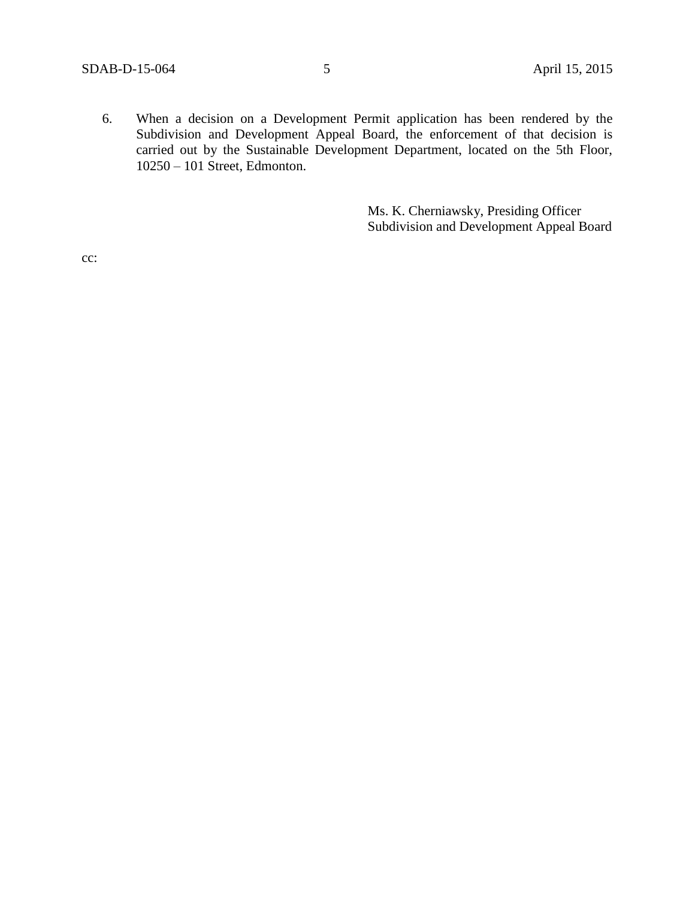6. When a decision on a Development Permit application has been rendered by the Subdivision and Development Appeal Board, the enforcement of that decision is carried out by the Sustainable Development Department, located on the 5th Floor, 10250 – 101 Street, Edmonton.

Ms. K. Cherniawsky, Presiding Officer
Subdivision and Development Appeal Board

cc: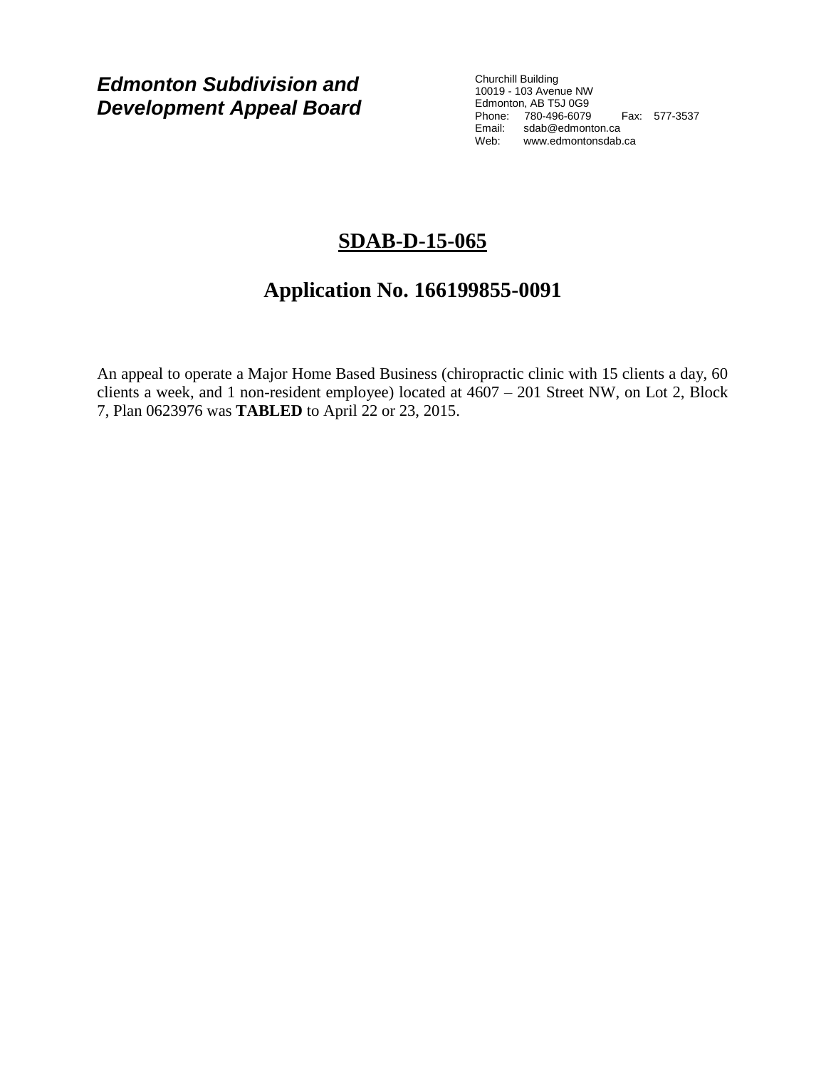***Edmonton Subdivision and Development Appeal Board***

Churchill Building
10019 - 103 Avenue NW
Edmonton, AB T5J 0G9
Phone: 780-496-6079 Fax: 577-3537
Email: sdab@edmonton.ca
Web: www.edmontonsdab.ca

# SDAB-D-15-065

## Application No. 166199855-0091

An appeal to operate a Major Home Based Business (chiropractic clinic with 15 clients a day, 60 clients a week, and 1 non-resident employee) located at 4607 – 201 Street NW, on Lot 2, Block 7, Plan 0623976 was **TABLED** to April 22 or 23, 2015.